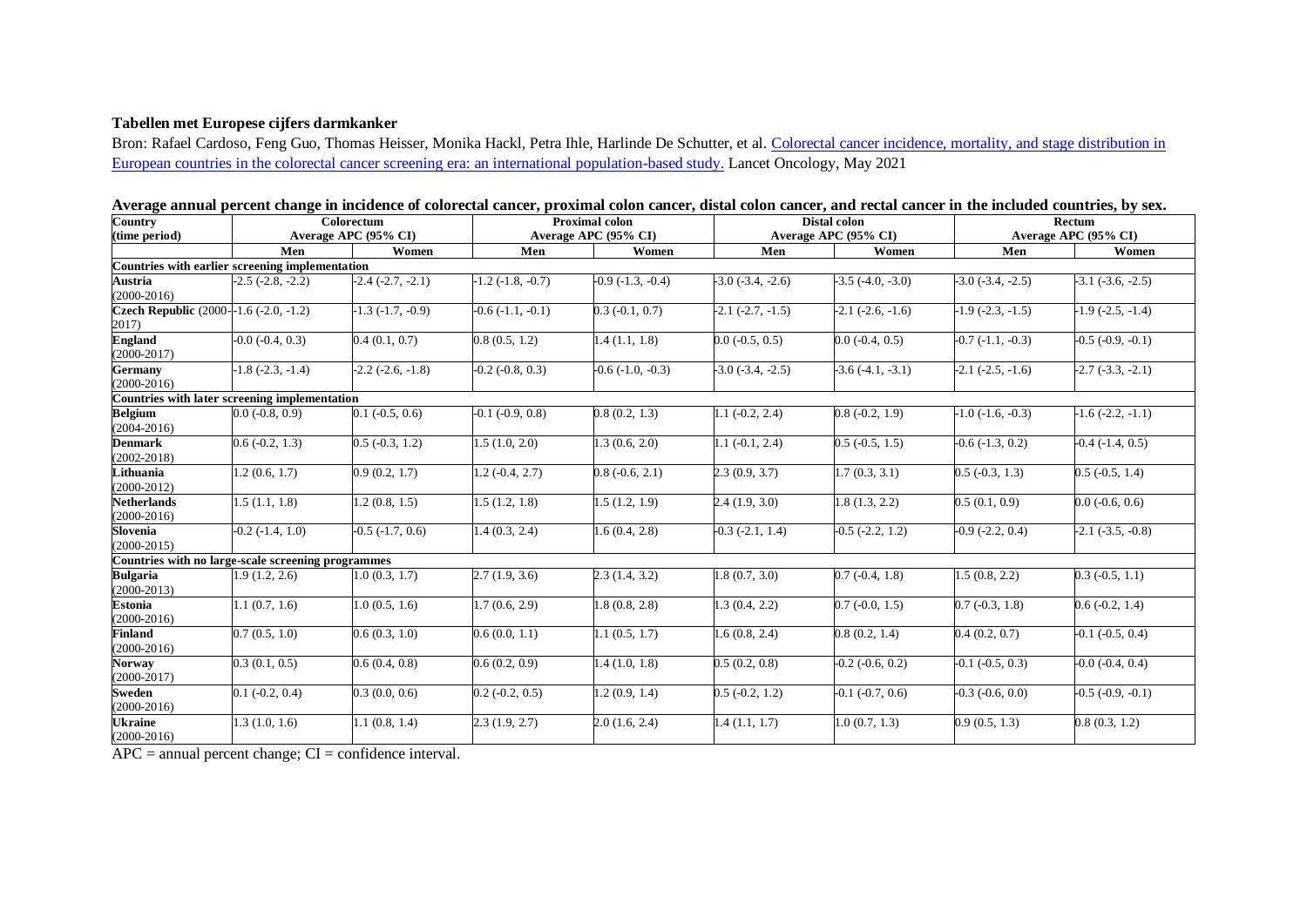**Tabellen met Europese cijfers darmkanker**

Bron: Rafael Cardoso, Feng Guo, Thomas Heisser, Monika Hackl, Petra Ihle, Harlinde De Schutter, et al. [Colorectal cancer incidence, mortality, and stage distribution in European countries in the colorectal cancer screening era: an international population-based study.]() Lancet Oncology, May 2021

**Average annual percent change in incidence of colorectal cancer, proximal colon cancer, distal colon cancer, and rectal cancer in the included countries, by sex.**

| Country (time period) | Colorectum Average APC (95% CI) | | Proximal colon Average APC (95% CI) | | Distal colon Average APC (95% CI) | | Rectum Average APC (95% CI) | |
|---|---|---|---|---|---|---|---|---|
| | **Men** | **Women** | **Men** | **Women** | **Men** | **Women** | **Men** | **Women** |
| **Countries with earlier screening implementation** | | | | | | | | |
| **Austria** (2000-2016) | -2.5 (-2.8, -2.2) | -2.4 (-2.7, -2.1) | -1.2 (-1.8, -0.7) | -0.9 (-1.3, -0.4) | -3.0 (-3.4, -2.6) | -3.5 (-4.0, -3.0) | -3.0 (-3.4, -2.5) | -3.1 (-3.6, -2.5) |
| **Czech Republic** (2000-2017) | -1.6 (-2.0, -1.2) | -1.3 (-1.7, -0.9) | -0.6 (-1.1, -0.1) | 0.3 (-0.1, 0.7) | -2.1 (-2.7, -1.5) | -2.1 (-2.6, -1.6) | -1.9 (-2.3, -1.5) | -1.9 (-2.5, -1.4) |
| **England** (2000-2017) | -0.0 (-0.4, 0.3) | 0.4 (0.1, 0.7) | 0.8 (0.5, 1.2) | 1.4 (1.1, 1.8) | 0.0 (-0.5, 0.5) | 0.0 (-0.4, 0.5) | -0.7 (-1.1, -0.3) | -0.5 (-0.9, -0.1) |
| **Germany** (2000-2016) | -1.8 (-2.3, -1.4) | -2.2 (-2.6, -1.8) | -0.2 (-0.8, 0.3) | -0.6 (-1.0, -0.3) | -3.0 (-3.4, -2.5) | -3.6 (-4.1, -3.1) | -2.1 (-2.5, -1.6) | -2.7 (-3.3, -2.1) |
| **Countries with later screening implementation** | | | | | | | | |
| **Belgium** (2004-2016) | 0.0 (-0.8, 0.9) | 0.1 (-0.5, 0.6) | -0.1 (-0.9, 0.8) | 0.8 (0.2, 1.3) | 1.1 (-0.2, 2.4) | 0.8 (-0.2, 1.9) | -1.0 (-1.6, -0.3) | -1.6 (-2.2, -1.1) |
| **Denmark** (2002-2018) | 0.6 (-0.2, 1.3) | 0.5 (-0.3, 1.2) | 1.5 (1.0, 2.0) | 1.3 (0.6, 2.0) | 1.1 (-0.1, 2.4) | 0.5 (-0.5, 1.5) | -0.6 (-1.3, 0.2) | -0.4 (-1.4, 0.5) |
| **Lithuania** (2000-2012) | 1.2 (0.6, 1.7) | 0.9 (0.2, 1.7) | 1.2 (-0.4, 2.7) | 0.8 (-0.6, 2.1) | 2.3 (0.9, 3.7) | 1.7 (0.3, 3.1) | 0.5 (-0.3, 1.3) | 0.5 (-0.5, 1.4) |
| **Netherlands** (2000-2016) | 1.5 (1.1, 1.8) | 1.2 (0.8, 1.5) | 1.5 (1.2, 1.8) | 1.5 (1.2, 1.9) | 2.4 (1.9, 3.0) | 1.8 (1.3, 2.2) | 0.5 (0.1, 0.9) | 0.0 (-0.6, 0.6) |
| **Slovenia** (2000-2015) | -0.2 (-1.4, 1.0) | -0.5 (-1.7, 0.6) | 1.4 (0.3, 2.4) | 1.6 (0.4, 2.8) | -0.3 (-2.1, 1.4) | -0.5 (-2.2, 1.2) | -0.9 (-2.2, 0.4) | -2.1 (-3.5, -0.8) |
| **Countries with no large-scale screening programmes** | | | | | | | | |
| **Bulgaria** (2000-2013) | 1.9 (1.2, 2.6) | 1.0 (0.3, 1.7) | 2.7 (1.9, 3.6) | 2.3 (1.4, 3.2) | 1.8 (0.7, 3.0) | 0.7 (-0.4, 1.8) | 1.5 (0.8, 2.2) | 0.3 (-0.5, 1.1) |
| **Estonia** (2000-2016) | 1.1 (0.7, 1.6) | 1.0 (0.5, 1.6) | 1.7 (0.6, 2.9) | 1.8 (0.8, 2.8) | 1.3 (0.4, 2.2) | 0.7 (-0.0, 1.5) | 0.7 (-0.3, 1.8) | 0.6 (-0.2, 1.4) |
| **Finland** (2000-2016) | 0.7 (0.5, 1.0) | 0.6 (0.3, 1.0) | 0.6 (0.0, 1.1) | 1.1 (0.5, 1.7) | 1.6 (0.8, 2.4) | 0.8 (0.2, 1.4) | 0.4 (0.2, 0.7) | -0.1 (-0.5, 0.4) |
| **Norway** (2000-2017) | 0.3 (0.1, 0.5) | 0.6 (0.4, 0.8) | 0.6 (0.2, 0.9) | 1.4 (1.0, 1.8) | 0.5 (0.2, 0.8) | -0.2 (-0.6, 0.2) | -0.1 (-0.5, 0.3) | -0.0 (-0.4, 0.4) |
| **Sweden** (2000-2016) | 0.1 (-0.2, 0.4) | 0.3 (0.0, 0.6) | 0.2 (-0.2, 0.5) | 1.2 (0.9, 1.4) | 0.5 (-0.2, 1.2) | -0.1 (-0.7, 0.6) | -0.3 (-0.6, 0.0) | -0.5 (-0.9, -0.1) |
| **Ukraine** (2000-2016) | 1.3 (1.0, 1.6) | 1.1 (0.8, 1.4) | 2.3 (1.9, 2.7) | 2.0 (1.6, 2.4) | 1.4 (1.1, 1.7) | 1.0 (0.7, 1.3) | 0.9 (0.5, 1.3) | 0.8 (0.3, 1.2) |

APC = annual percent change; CI = confidence interval.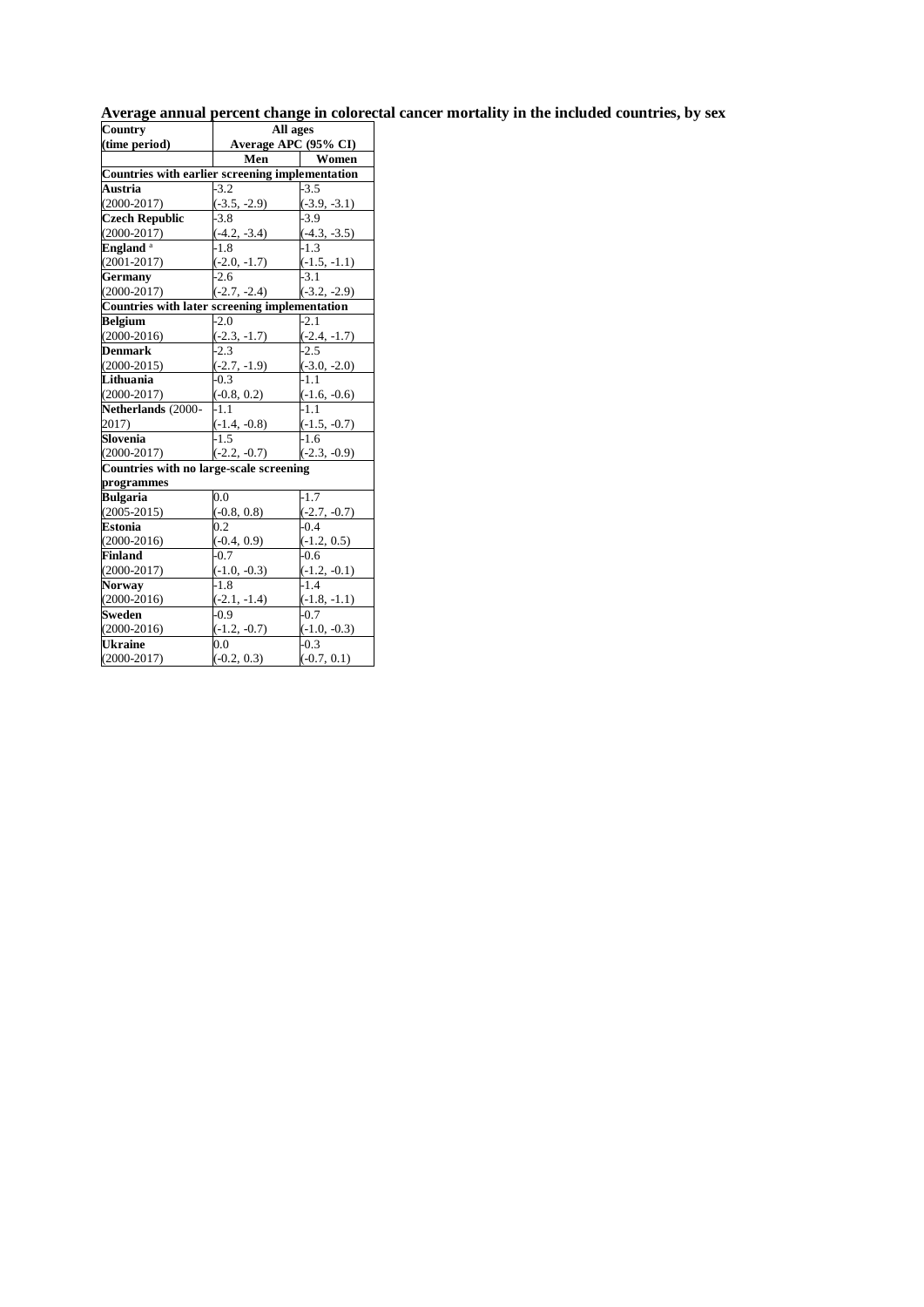**Average annual percent change in colorectal cancer mortality in the included countries, by sex**

| Country (time period) | All ages Average APC (95% CI) | |
|---|---|---|
| | **Men** | **Women** |
| **Countries with earlier screening implementation** | | |
| **Austria** (2000-2017) | -3.2 (-3.5, -2.9) | -3.5 (-3.9, -3.1) |
| **Czech Republic** (2000-2017) | -3.8 (-4.2, -3.4) | -3.9 (-4.3, -3.5) |
| **England** [a] (2001-2017) | -1.8 (-2.0, -1.7) | -1.3 (-1.5, -1.1) |
| **Germany** (2000-2017) | -2.6 (-2.7, -2.4) | -3.1 (-3.2, -2.9) |
| **Countries with later screening implementation** | | |
| **Belgium** (2000-2016) | -2.0 (-2.3, -1.7) | -2.1 (-2.4, -1.7) |
| **Denmark** (2000-2015) | -2.3 (-2.7, -1.9) | -2.5 (-3.0, -2.0) |
| **Lithuania** (2000-2017) | -0.3 (-0.8, 0.2) | -1.1 (-1.6, -0.6) |
| **Netherlands** (2000-2017) | -1.1 (-1.4, -0.8) | -1.1 (-1.5, -0.7) |
| **Slovenia** (2000-2017) | -1.5 (-2.2, -0.7) | -1.6 (-2.3, -0.9) |
| **Countries with no large-scale screening programmes** | | |
| **Bulgaria** (2005-2015) | 0.0 (-0.8, 0.8) | -1.7 (-2.7, -0.7) |
| **Estonia** (2000-2016) | 0.2 (-0.4, 0.9) | -0.4 (-1.2, 0.5) |
| **Finland** (2000-2017) | -0.7 (-1.0, -0.3) | -0.6 (-1.2, -0.1) |
| **Norway** (2000-2016) | -1.8 (-2.1, -1.4) | -1.4 (-1.8, -1.1) |
| **Sweden** (2000-2016) | -0.9 (-1.2, -0.7) | -0.7 (-1.0, -0.3) |
| **Ukraine** (2000-2017) | 0.0 (-0.2, 0.3) | -0.3 (-0.7, 0.1) |